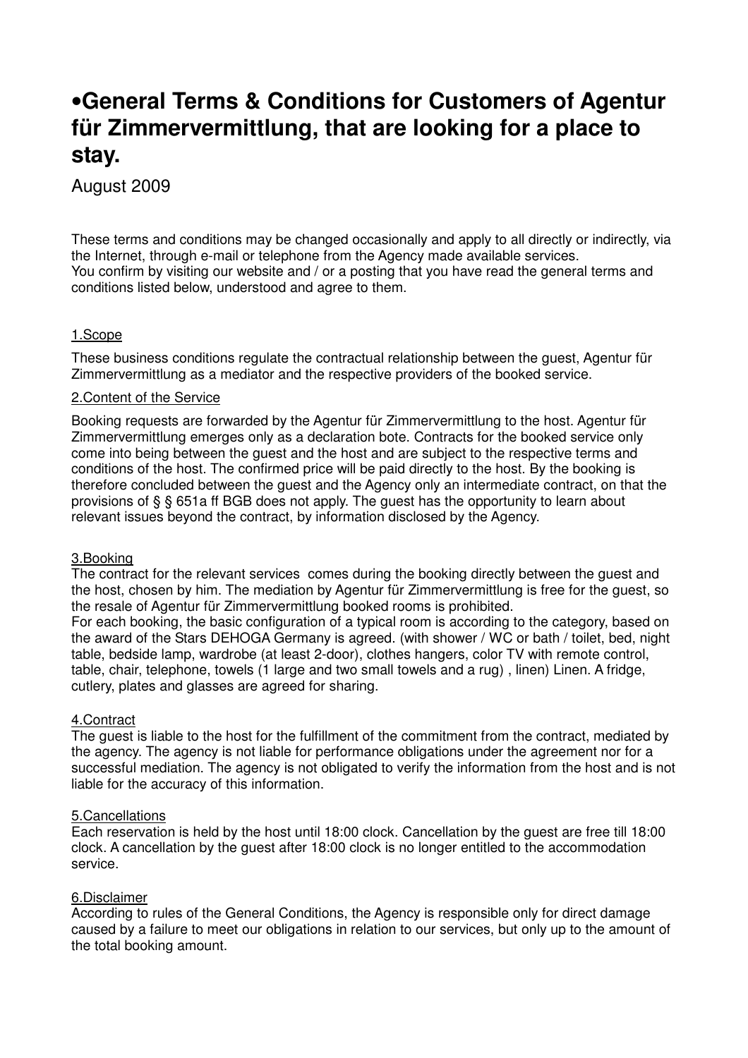# •General Terms & Conditions for Customers of Agentur für Zimmervermittlung, that are looking for a place to stay.

August 2009

These terms and conditions may be changed occasionally and apply to all directly or indirectly, via the Internet, through e-mail or telephone from the Agency made available services.
You confirm by visiting our website and / or a posting that you have read the general terms and conditions listed below, understood and agree to them.

## 1.Scope

These business conditions regulate the contractual relationship between the guest, Agentur für Zimmervermittlung as a mediator and the respective providers of the booked service.

## 2.Content of the Service

Booking requests are forwarded by the Agentur für Zimmervermittlung to the host. Agentur für Zimmervermittlung emerges only as a declaration bote. Contracts for the booked service only come into being between the guest and the host and are subject to the respective terms and conditions of the host. The confirmed price will be paid directly to the host. By the booking is therefore concluded between the guest and the Agency only an intermediate contract, on that the provisions of § § 651a ff BGB does not apply. The guest has the opportunity to learn about relevant issues beyond the contract, by information disclosed by the Agency.

## 3.Booking

The contract for the relevant services comes during the booking directly between the guest and the host, chosen by him. The mediation by Agentur für Zimmervermittlung is free for the guest, so the resale of Agentur für Zimmervermittlung booked rooms is prohibited.
For each booking, the basic configuration of a typical room is according to the category, based on the award of the Stars DEHOGA Germany is agreed. (with shower / WC or bath / toilet, bed, night table, bedside lamp, wardrobe (at least 2-door), clothes hangers, color TV with remote control, table, chair, telephone, towels (1 large and two small towels and a rug) , linen) Linen. A fridge, cutlery, plates and glasses are agreed for sharing.

## 4.Contract

The guest is liable to the host for the fulfillment of the commitment from the contract, mediated by the agency. The agency is not liable for performance obligations under the agreement nor for a successful mediation. The agency is not obligated to verify the information from the host and is not liable for the accuracy of this information.

## 5.Cancellations

Each reservation is held by the host until 18:00 clock. Cancellation by the guest are free till 18:00 clock. A cancellation by the guest after 18:00 clock is no longer entitled to the accommodation service.

## 6.Disclaimer

According to rules of the General Conditions, the Agency is responsible only for direct damage caused by a failure to meet our obligations in relation to our services, but only up to the amount of the total booking amount.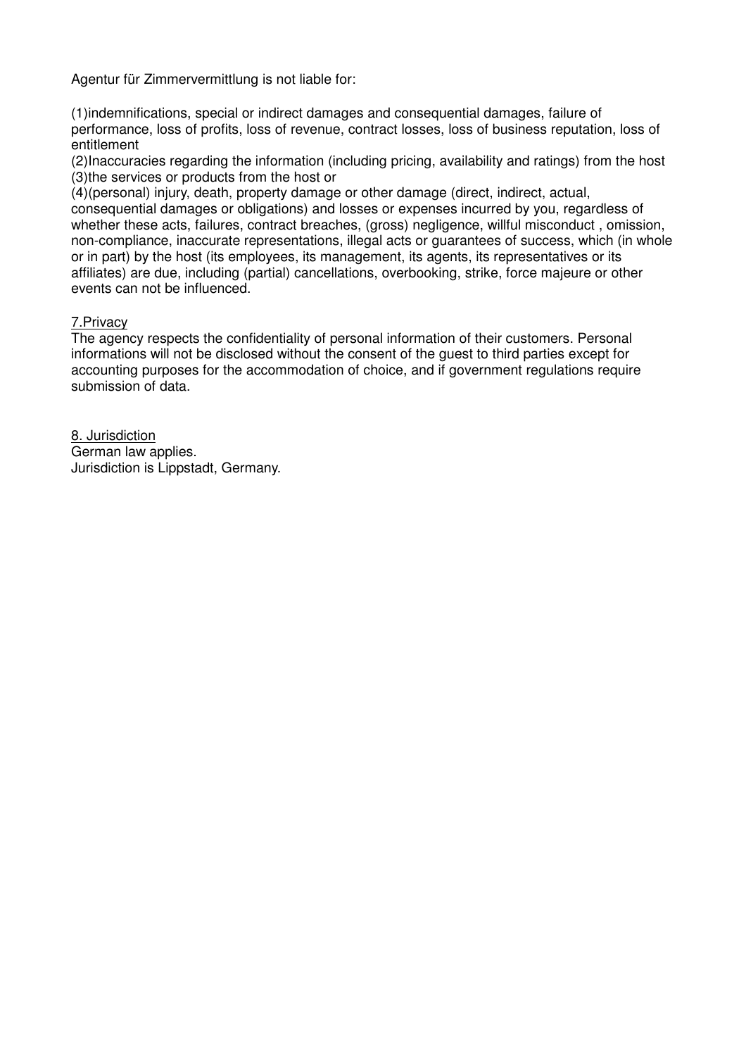Agentur für Zimmervermittlung is not liable for:

(1)indemnifications, special or indirect damages and consequential damages, failure of performance, loss of profits, loss of revenue, contract losses, loss of business reputation, loss of entitlement
(2)Inaccuracies regarding the information (including pricing, availability and ratings) from the host
(3)the services or products from the host or
(4)(personal) injury, death, property damage or other damage (direct, indirect, actual, consequential damages or obligations) and losses or expenses incurred by you, regardless of whether these acts, failures, contract breaches, (gross) negligence, willful misconduct , omission, non-compliance, inaccurate representations, illegal acts or guarantees of success, which (in whole or in part) by the host (its employees, its management, its agents, its representatives or its affiliates) are due, including (partial) cancellations, overbooking, strike, force majeure or other events can not be influenced.

7.Privacy

The agency respects the confidentiality of personal information of their customers. Personal informations will not be disclosed without the consent of the guest to third parties except for accounting purposes for the accommodation of choice, and if government regulations require submission of data.

8. Jurisdiction

German law applies.
Jurisdiction is Lippstadt, Germany.